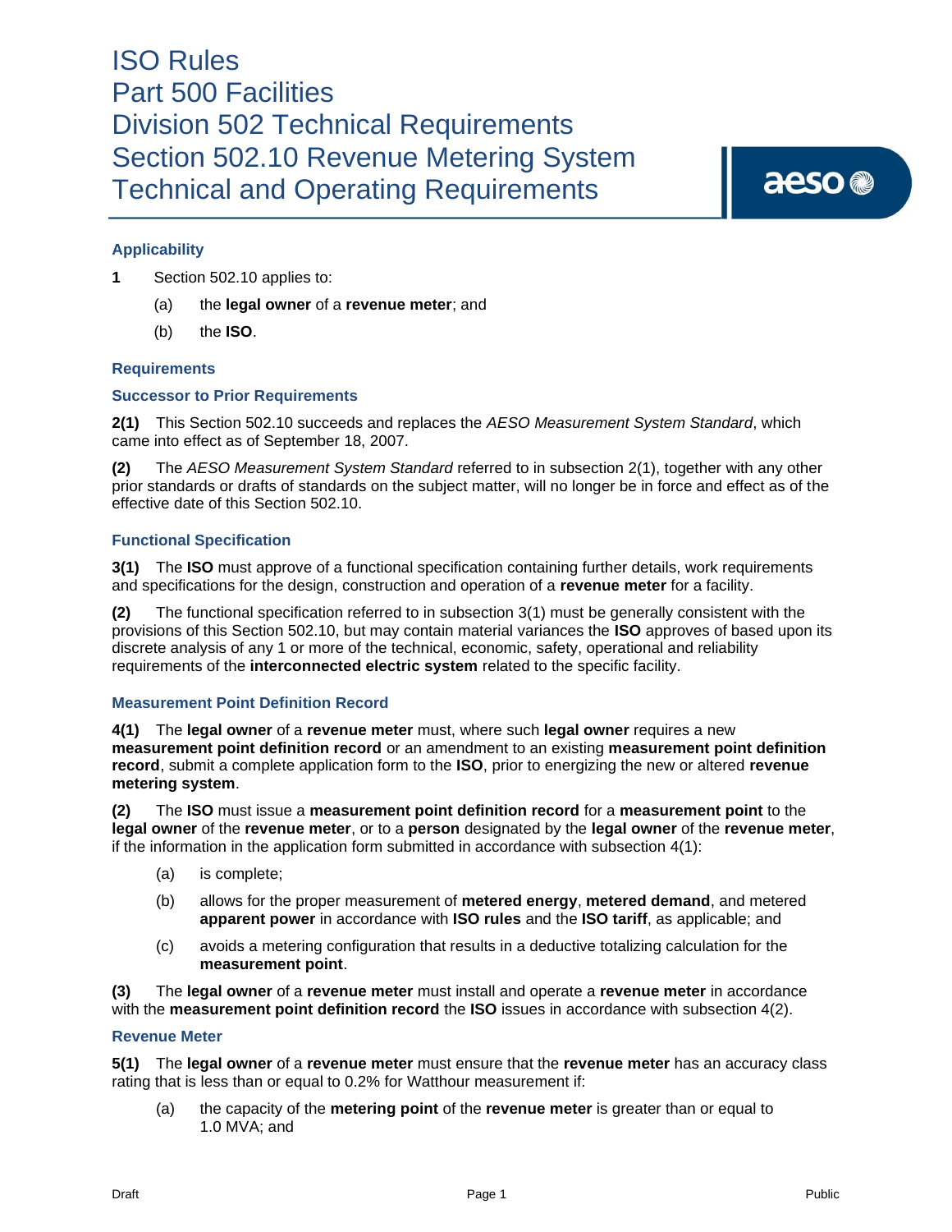# ISO Rules
# Part 500 Facilities
# Division 502 Technical Requirements
# Section 502.10 Revenue Metering System Technical and Operating Requirements

## Applicability

**1** Section 502.10 applies to:

(a) the **legal owner** of a **revenue meter**; and

(b) the **ISO**.

## Requirements

### Successor to Prior Requirements

**2(1)** This Section 502.10 succeeds and replaces the *AESO Measurement System Standard*, which came into effect as of September 18, 2007.

**(2)** The *AESO Measurement System Standard* referred to in subsection 2(1), together with any other prior standards or drafts of standards on the subject matter, will no longer be in force and effect as of the effective date of this Section 502.10.

### Functional Specification

**3(1)** The **ISO** must approve of a functional specification containing further details, work requirements and specifications for the design, construction and operation of a **revenue meter** for a facility.

**(2)** The functional specification referred to in subsection 3(1) must be generally consistent with the provisions of this Section 502.10, but may contain material variances the **ISO** approves of based upon its discrete analysis of any 1 or more of the technical, economic, safety, operational and reliability requirements of the **interconnected electric system** related to the specific facility.

### Measurement Point Definition Record

**4(1)** The **legal owner** of a **revenue meter** must, where such **legal owner** requires a new **measurement point definition record** or an amendment to an existing **measurement point definition record**, submit a complete application form to the **ISO**, prior to energizing the new or altered **revenue metering system**.

**(2)** The **ISO** must issue a **measurement point definition record** for a **measurement point** to the **legal owner** of the **revenue meter**, or to a **person** designated by the **legal owner** of the **revenue meter**, if the information in the application form submitted in accordance with subsection 4(1):

(a) is complete;

(b) allows for the proper measurement of **metered energy**, **metered demand**, and metered **apparent power** in accordance with **ISO rules** and the **ISO tariff**, as applicable; and

(c) avoids a metering configuration that results in a deductive totalizing calculation for the **measurement point**.

**(3)** The **legal owner** of a **revenue meter** must install and operate a **revenue meter** in accordance with the **measurement point definition record** the **ISO** issues in accordance with subsection 4(2).

### Revenue Meter

**5(1)** The **legal owner** of a **revenue meter** must ensure that the **revenue meter** has an accuracy class rating that is less than or equal to 0.2% for Watthour measurement if:

(a) the capacity of the **metering point** of the **revenue meter** is greater than or equal to 1.0 MVA; and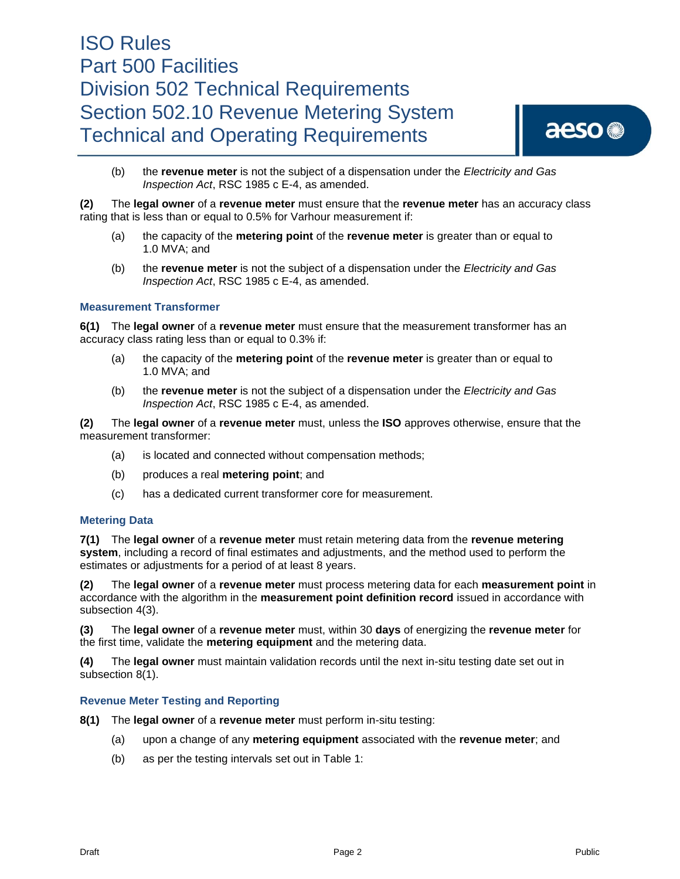(b) the **revenue meter** is not the subject of a dispensation under the *Electricity and Gas Inspection Act*, RSC 1985 c E-4, as amended.

**(2)** The **legal owner** of a **revenue meter** must ensure that the **revenue meter** has an accuracy class rating that is less than or equal to 0.5% for Varhour measurement if:

(a) the capacity of the **metering point** of the **revenue meter** is greater than or equal to 1.0 MVA; and

(b) the **revenue meter** is not the subject of a dispensation under the *Electricity and Gas Inspection Act*, RSC 1985 c E-4, as amended.

### Measurement Transformer

**6(1)** The **legal owner** of a **revenue meter** must ensure that the measurement transformer has an accuracy class rating less than or equal to 0.3% if:

(a) the capacity of the **metering point** of the **revenue meter** is greater than or equal to 1.0 MVA; and

(b) the **revenue meter** is not the subject of a dispensation under the *Electricity and Gas Inspection Act*, RSC 1985 c E-4, as amended.

**(2)** The **legal owner** of a **revenue meter** must, unless the **ISO** approves otherwise, ensure that the measurement transformer:

(a) is located and connected without compensation methods;

(b) produces a real **metering point**; and

(c) has a dedicated current transformer core for measurement.

### Metering Data

**7(1)** The **legal owner** of a **revenue meter** must retain metering data from the **revenue metering system**, including a record of final estimates and adjustments, and the method used to perform the estimates or adjustments for a period of at least 8 years.

**(2)** The **legal owner** of a **revenue meter** must process metering data for each **measurement point** in accordance with the algorithm in the **measurement point definition record** issued in accordance with subsection 4(3).

**(3)** The **legal owner** of a **revenue meter** must, within 30 **days** of energizing the **revenue meter** for the first time, validate the **metering equipment** and the metering data.

**(4)** The **legal owner** must maintain validation records until the next in-situ testing date set out in subsection 8(1).

### Revenue Meter Testing and Reporting

**8(1)** The **legal owner** of a **revenue meter** must perform in-situ testing:

(a) upon a change of any **metering equipment** associated with the **revenue meter**; and

(b) as per the testing intervals set out in Table 1: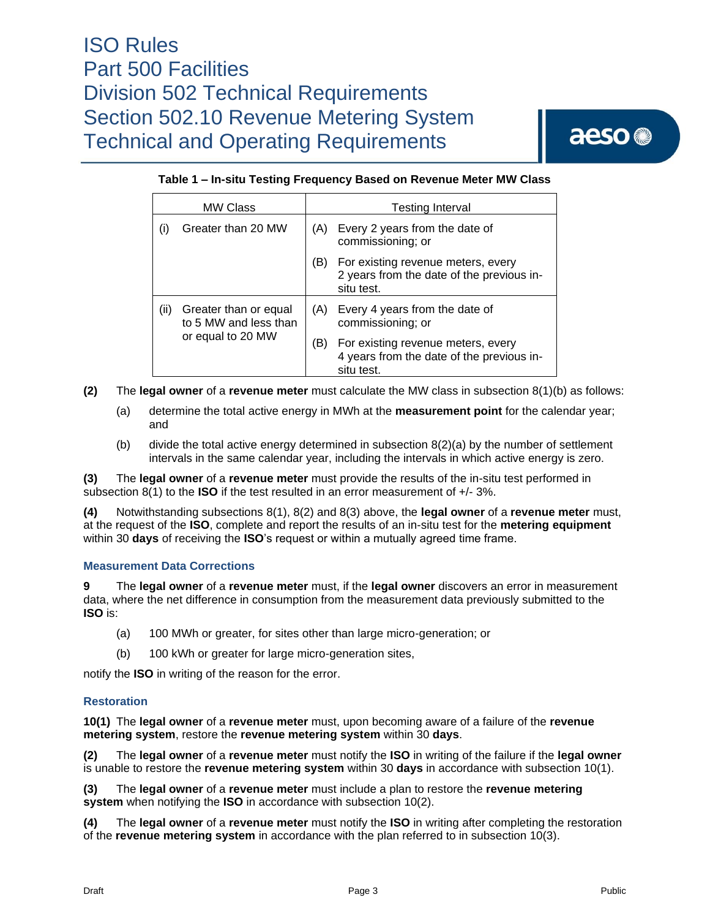**Table 1 – In-situ Testing Frequency Based on Revenue Meter MW Class**

| MW Class | Testing Interval |
|---|---|
| (i) Greater than 20 MW | (A) Every 2 years from the date of commissioning; or<br>(B) For existing revenue meters, every 2 years from the date of the previous in-situ test. |
| (ii) Greater than or equal to 5 MW and less than or equal to 20 MW | (A) Every 4 years from the date of commissioning; or<br>(B) For existing revenue meters, every 4 years from the date of the previous in-situ test. |

**(2)** The **legal owner** of a **revenue meter** must calculate the MW class in subsection 8(1)(b) as follows:

(a) determine the total active energy in MWh at the **measurement point** for the calendar year; and

(b) divide the total active energy determined in subsection 8(2)(a) by the number of settlement intervals in the same calendar year, including the intervals in which active energy is zero.

**(3)** The **legal owner** of a **revenue meter** must provide the results of the in-situ test performed in subsection 8(1) to the **ISO** if the test resulted in an error measurement of +/- 3%.

**(4)** Notwithstanding subsections 8(1), 8(2) and 8(3) above, the **legal owner** of a **revenue meter** must, at the request of the **ISO**, complete and report the results of an in-situ test for the **metering equipment** within 30 **days** of receiving the **ISO**'s request or within a mutually agreed time frame.

### Measurement Data Corrections

**9** The **legal owner** of a **revenue meter** must, if the **legal owner** discovers an error in measurement data, where the net difference in consumption from the measurement data previously submitted to the **ISO** is:

(a) 100 MWh or greater, for sites other than large micro-generation; or

(b) 100 kWh or greater for large micro-generation sites,

notify the **ISO** in writing of the reason for the error.

### Restoration

**10(1)** The **legal owner** of a **revenue meter** must, upon becoming aware of a failure of the **revenue metering system**, restore the **revenue metering system** within 30 **days**.

**(2)** The **legal owner** of a **revenue meter** must notify the **ISO** in writing of the failure if the **legal owner** is unable to restore the **revenue metering system** within 30 **days** in accordance with subsection 10(1).

**(3)** The **legal owner** of a **revenue meter** must include a plan to restore the **revenue metering system** when notifying the **ISO** in accordance with subsection 10(2).

**(4)** The **legal owner** of a **revenue meter** must notify the **ISO** in writing after completing the restoration of the **revenue metering system** in accordance with the plan referred to in subsection 10(3).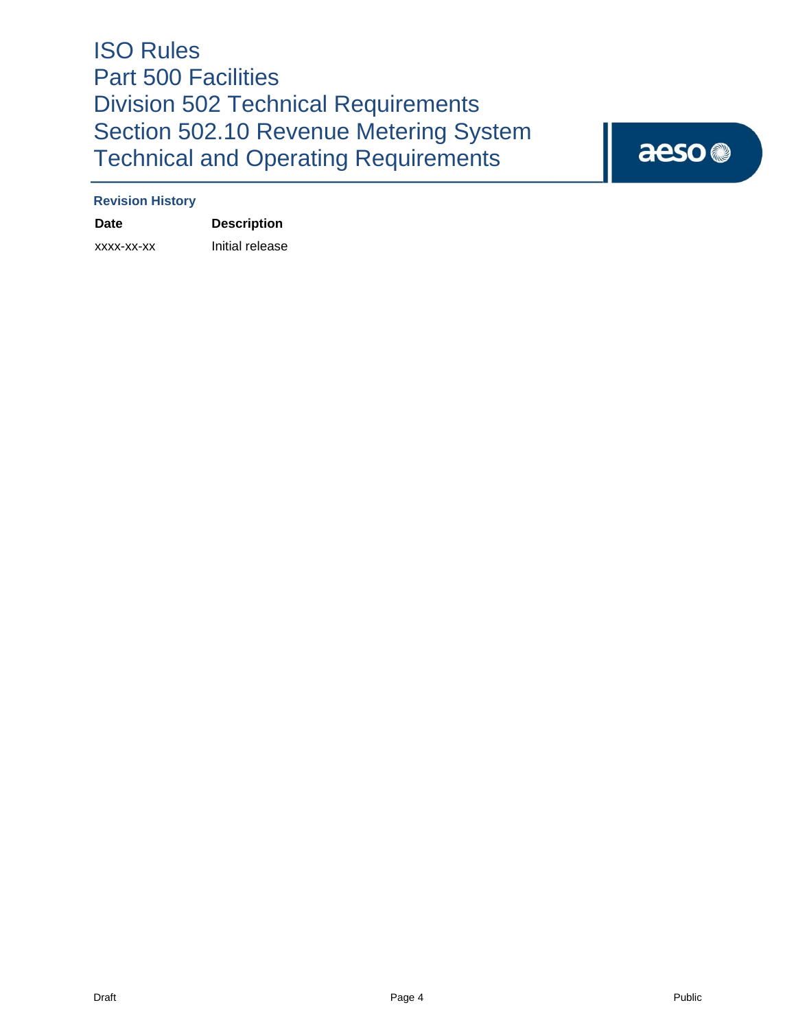## Revision History

| Date | Description |
|---|---|
| xxxx-xx-xx | Initial release |